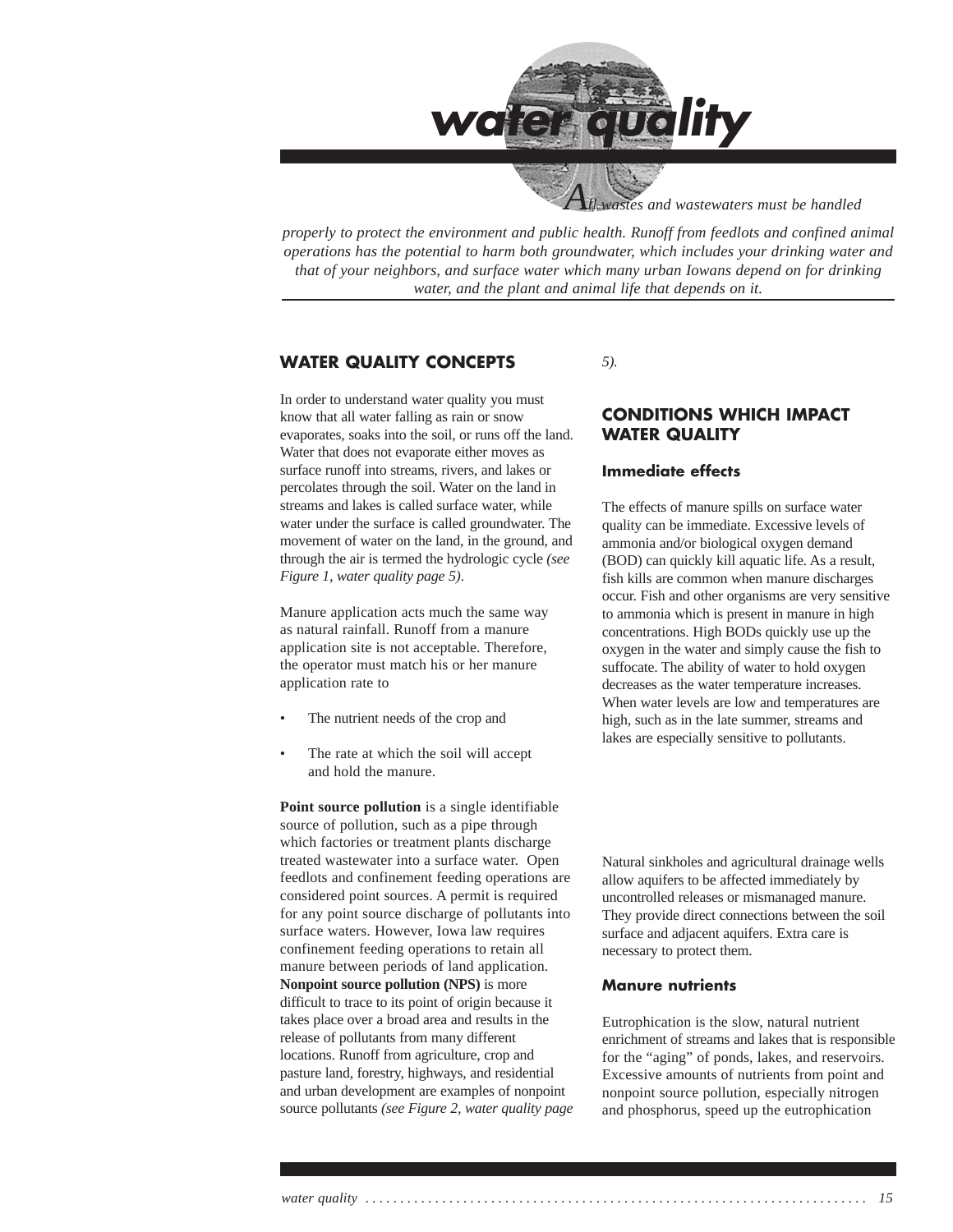# water quality

*All wastes and wastewaters must be handled properly to protect the environment and public health. Runoff from feedlots and confined animal operations has the potential to harm both groundwater, which includes your drinking water and that of your neighbors, and surface water which many urban Iowans depend on for drinking water, and the plant and animal life that depends on it.*

## WATER QUALITY CONCEPTS

In order to understand water quality you must know that all water falling as rain or snow evaporates, soaks into the soil, or runs off the land. Water that does not evaporate either moves as surface runoff into streams, rivers, and lakes or percolates through the soil. Water on the land in streams and lakes is called surface water, while water under the surface is called groundwater. The movement of water on the land, in the ground, and through the air is termed the hydrologic cycle *(see Figure 1, water quality page 5)*.

Manure application acts much the same way as natural rainfall. Runoff from a manure application site is not acceptable. Therefore, the operator must match his or her manure application rate to

- The nutrient needs of the crop and
- The rate at which the soil will accept and hold the manure.

**Point source pollution** is a single identifiable source of pollution, such as a pipe through which factories or treatment plants discharge treated wastewater into a surface water. Open feedlots and confinement feeding operations are considered point sources. A permit is required for any point source discharge of pollutants into surface waters. However, Iowa law requires confinement feeding operations to retain all manure between periods of land application. **Nonpoint source pollution (NPS)** is more difficult to trace to its point of origin because it takes place over a broad area and results in the release of pollutants from many different locations. Runoff from agriculture, crop and pasture land, forestry, highways, and residential and urban development are examples of nonpoint source pollutants *(see Figure 2, water quality page 5)*.

## CONDITIONS WHICH IMPACT WATER QUALITY

### Immediate effects

The effects of manure spills on surface water quality can be immediate. Excessive levels of ammonia and/or biological oxygen demand (BOD) can quickly kill aquatic life. As a result, fish kills are common when manure discharges occur. Fish and other organisms are very sensitive to ammonia which is present in manure in high concentrations. High BODs quickly use up the oxygen in the water and simply cause the fish to suffocate. The ability of water to hold oxygen decreases as the water temperature increases. When water levels are low and temperatures are high, such as in the late summer, streams and lakes are especially sensitive to pollutants.

Natural sinkholes and agricultural drainage wells allow aquifers to be affected immediately by uncontrolled releases or mismanaged manure. They provide direct connections between the soil surface and adjacent aquifers. Extra care is necessary to protect them.

### Manure nutrients

Eutrophication is the slow, natural nutrient enrichment of streams and lakes that is responsible for the “aging” of ponds, lakes, and reservoirs. Excessive amounts of nutrients from point and nonpoint source pollution, especially nitrogen and phosphorus, speed up the eutrophication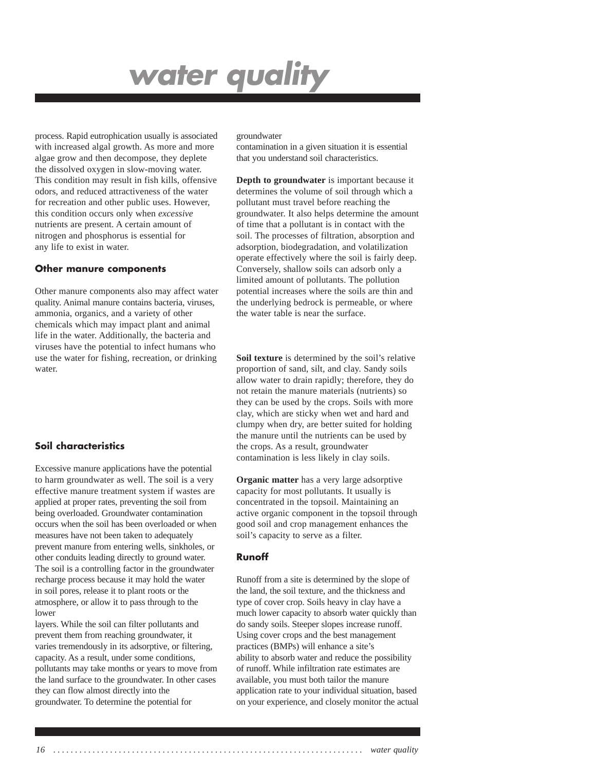process. Rapid eutrophication usually is associated with increased algal growth. As more and more algae grow and then decompose, they deplete the dissolved oxygen in slow-moving water. This condition may result in fish kills, offensive odors, and reduced attractiveness of the water for recreation and other public uses. However, this condition occurs only when *excessive* nutrients are present. A certain amount of nitrogen and phosphorus is essential for any life to exist in water.

### Other manure components

Other manure components also may affect water quality. Animal manure contains bacteria, viruses, ammonia, organics, and a variety of other chemicals which may impact plant and animal life in the water. Additionally, the bacteria and viruses have the potential to infect humans who use the water for fishing, recreation, or drinking water.

### Soil characteristics

Excessive manure applications have the potential to harm groundwater as well. The soil is a very effective manure treatment system if wastes are applied at proper rates, preventing the soil from being overloaded. Groundwater contamination occurs when the soil has been overloaded or when measures have not been taken to adequately prevent manure from entering wells, sinkholes, or other conduits leading directly to ground water. The soil is a controlling factor in the groundwater recharge process because it may hold the water in soil pores, release it to plant roots or the atmosphere, or allow it to pass through to the lower layers. While the soil can filter pollutants and prevent them from reaching groundwater, it varies tremendously in its adsorptive, or filtering, capacity. As a result, under some conditions, pollutants may take months or years to move from the land surface to the groundwater. In other cases they can flow almost directly into the groundwater. To determine the potential for groundwater contamination in a given situation it is essential that you understand soil characteristics.

**Depth to groundwater** is important because it determines the volume of soil through which a pollutant must travel before reaching the groundwater. It also helps determine the amount of time that a pollutant is in contact with the soil. The processes of filtration, absorption and adsorption, biodegradation, and volatilization operate effectively where the soil is fairly deep. Conversely, shallow soils can adsorb only a limited amount of pollutants. The pollution potential increases where the soils are thin and the underlying bedrock is permeable, or where the water table is near the surface.

**Soil texture** is determined by the soil's relative proportion of sand, silt, and clay. Sandy soils allow water to drain rapidly; therefore, they do not retain the manure materials (nutrients) so they can be used by the crops. Soils with more clay, which are sticky when wet and hard and clumpy when dry, are better suited for holding the manure until the nutrients can be used by the crops. As a result, groundwater contamination is less likely in clay soils.

**Organic matter** has a very large adsorptive capacity for most pollutants. It usually is concentrated in the topsoil. Maintaining an active organic component in the topsoil through good soil and crop management enhances the soil's capacity to serve as a filter.

### Runoff

Runoff from a site is determined by the slope of the land, the soil texture, and the thickness and type of cover crop. Soils heavy in clay have a much lower capacity to absorb water quickly than do sandy soils. Steeper slopes increase runoff. Using cover crops and the best management practices (BMPs) will enhance a site's ability to absorb water and reduce the possibility of runoff. While infiltration rate estimates are available, you must both tailor the manure application rate to your individual situation, based on your experience, and closely monitor the actual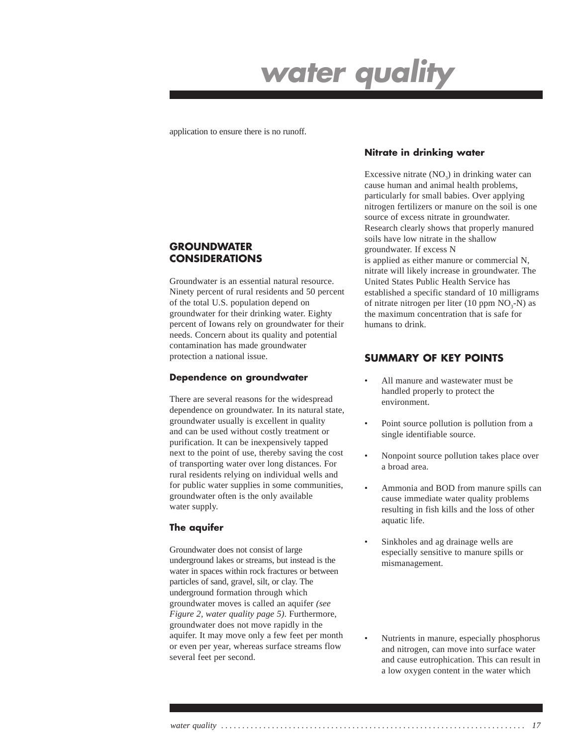application to ensure there is no runoff.

## GROUNDWATER CONSIDERATIONS

Groundwater is an essential natural resource. Ninety percent of rural residents and 50 percent of the total U.S. population depend on groundwater for their drinking water. Eighty percent of Iowans rely on groundwater for their needs. Concern about its quality and potential contamination has made groundwater protection a national issue.

### Dependence on groundwater

There are several reasons for the widespread dependence on groundwater. In its natural state, groundwater usually is excellent in quality and can be used without costly treatment or purification. It can be inexpensively tapped next to the point of use, thereby saving the cost of transporting water over long distances. For rural residents relying on individual wells and for public water supplies in some communities, groundwater often is the only available water supply.

### The aquifer

Groundwater does not consist of large underground lakes or streams, but instead is the water in spaces within rock fractures or between particles of sand, gravel, silt, or clay. The underground formation through which groundwater moves is called an aquifer *(see Figure 2, water quality page 5)*. Furthermore, groundwater does not move rapidly in the aquifer. It may move only a few feet per month or even per year, whereas surface streams flow several feet per second.

### Nitrate in drinking water

Excessive nitrate ($NO_3$) in drinking water can cause human and animal health problems, particularly for small babies. Over applying nitrogen fertilizers or manure on the soil is one source of excess nitrate in groundwater. Research clearly shows that properly manured soils have low nitrate in the shallow groundwater. If excess N is applied as either manure or commercial N, nitrate will likely increase in groundwater. The United States Public Health Service has established a specific standard of 10 milligrams of nitrate nitrogen per liter (10 ppm $NO_3$-N) as the maximum concentration that is safe for humans to drink.

## SUMMARY OF KEY POINTS

- All manure and wastewater must be handled properly to protect the environment.
- Point source pollution is pollution from a single identifiable source.
- Nonpoint source pollution takes place over a broad area.
- Ammonia and BOD from manure spills can cause immediate water quality problems resulting in fish kills and the loss of other aquatic life.
- Sinkholes and ag drainage wells are especially sensitive to manure spills or mismanagement.
- Nutrients in manure, especially phosphorus and nitrogen, can move into surface water and cause eutrophication. This can result in a low oxygen content in the water which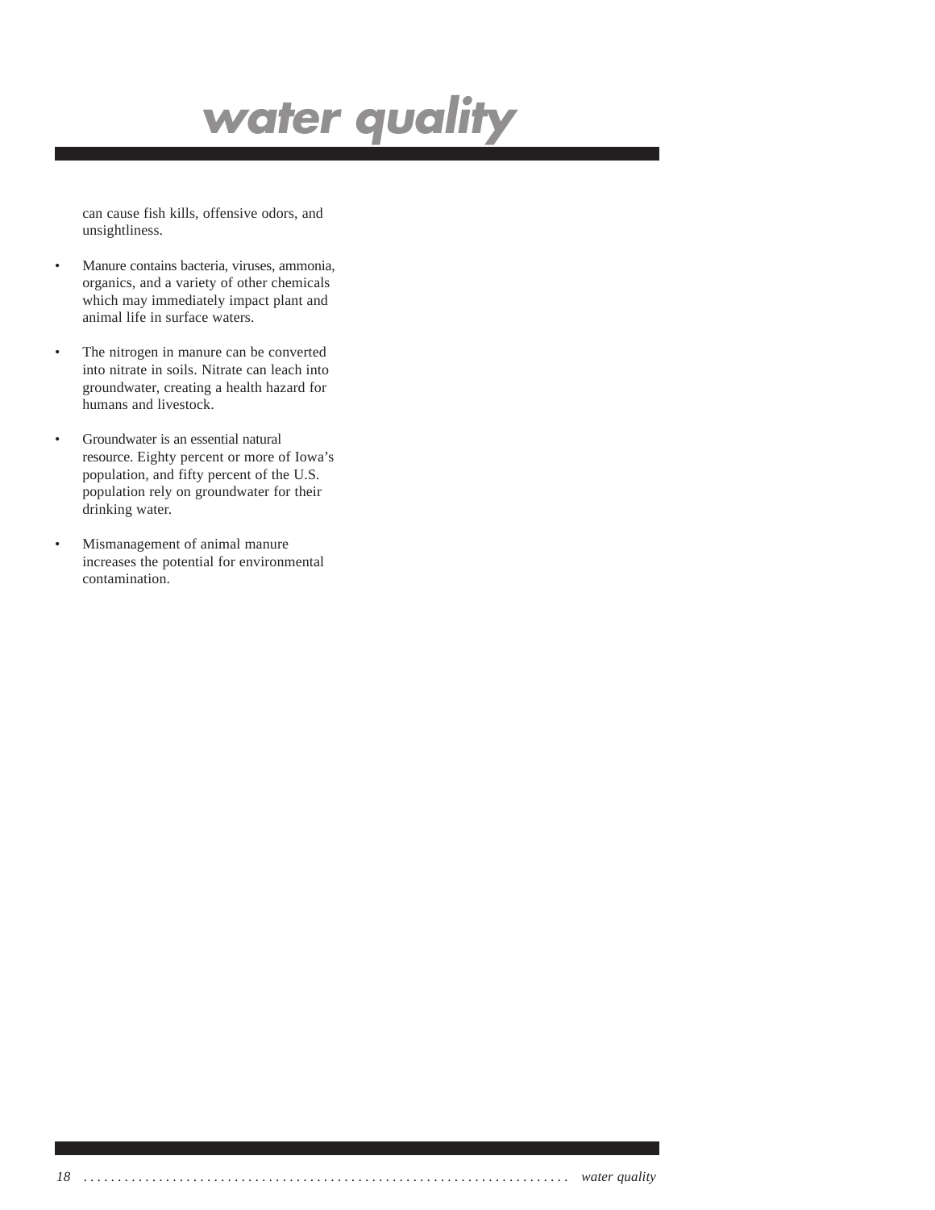can cause fish kills, offensive odors, and unsightliness.

- Manure contains bacteria, viruses, ammonia, organics, and a variety of other chemicals which may immediately impact plant and animal life in surface waters.

- The nitrogen in manure can be converted into nitrate in soils. Nitrate can leach into groundwater, creating a health hazard for humans and livestock.

- Groundwater is an essential natural resource. Eighty percent or more of Iowa's population, and fifty percent of the U.S. population rely on groundwater for their drinking water.

- Mismanagement of animal manure increases the potential for environmental contamination.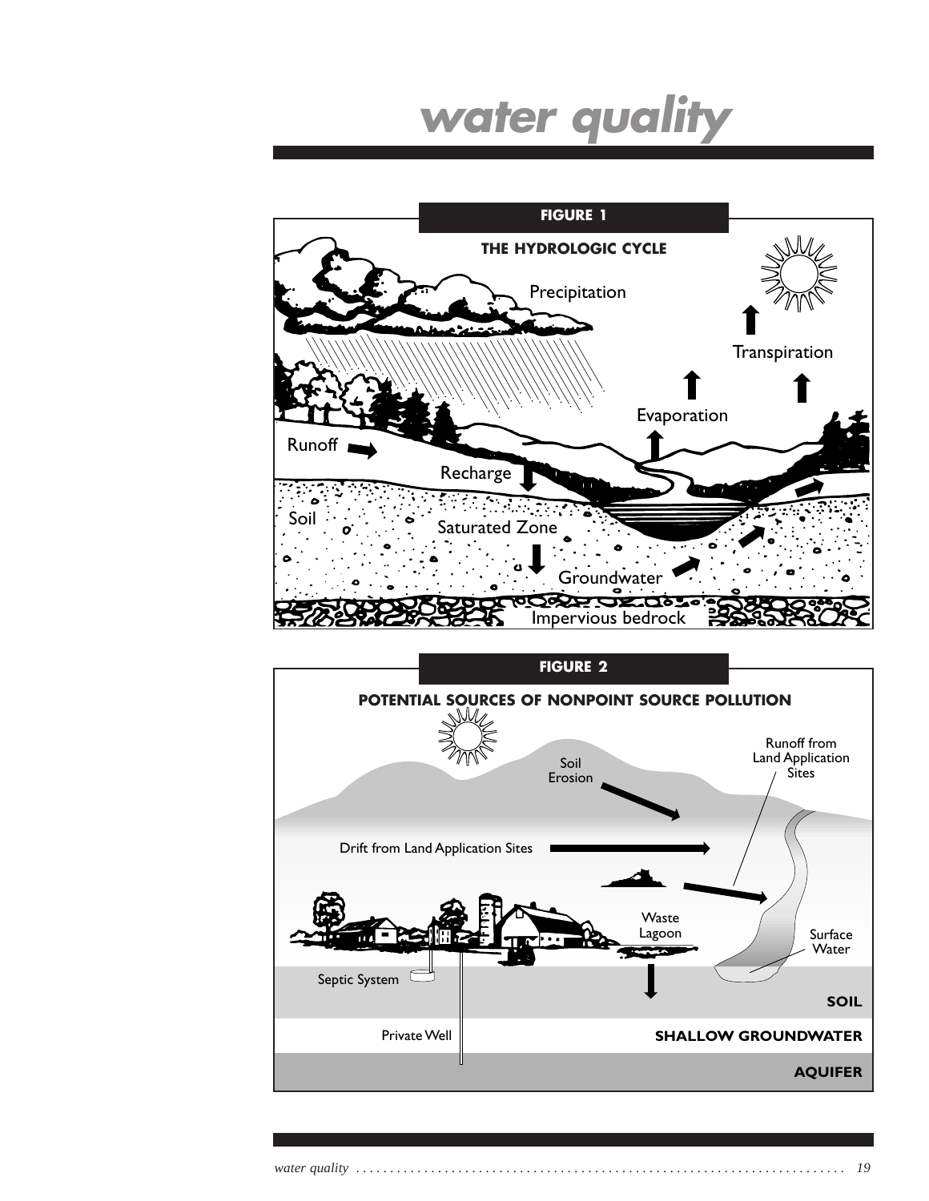# water quality

**FIGURE 1**

**THE HYDROLOGIC CYCLE**

Precipitation

Transpiration

Evaporation

Runoff

Recharge

Soil

Saturated Zone

Groundwater

Impervious bedrock

**FIGURE 2**

**POTENTIAL SOURCES OF NONPOINT SOURCE POLLUTION**

Soil Erosion

Runoff from Land Application Sites

Drift from Land Application Sites

Waste Lagoon

Surface Water

Septic System

**SOIL**

Private Well

**SHALLOW GROUNDWATER**

**AQUIFER**